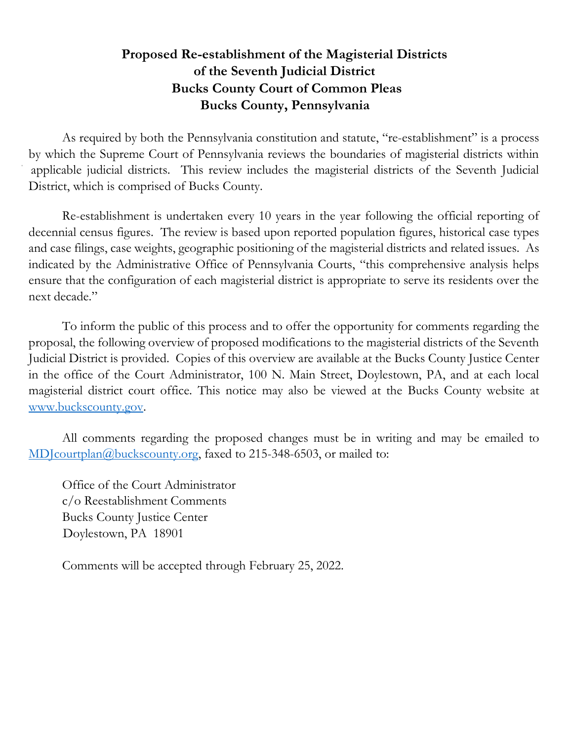# Proposed Re-establishment of the Magisterial Districts of the Seventh Judicial District Bucks County Court of Common Pleas Bucks County, Pennsylvania

As required by both the Pennsylvania constitution and statute, "re-establishment" is a process by which the Supreme Court of Pennsylvania reviews the boundaries of magisterial districts within applicable judicial districts. This review includes the magisterial districts of the Seventh Judicial District, which is comprised of Bucks County.

Re-establishment is undertaken every 10 years in the year following the official reporting of decennial census figures. The review is based upon reported population figures, historical case types and case filings, case weights, geographic positioning of the magisterial districts and related issues. As indicated by the Administrative Office of Pennsylvania Courts, "this comprehensive analysis helps ensure that the configuration of each magisterial district is appropriate to serve its residents over the next decade."

To inform the public of this process and to offer the opportunity for comments regarding the proposal, the following overview of proposed modifications to the magisterial districts of the Seventh Judicial District is provided. Copies of this overview are available at the Bucks County Justice Center in the office of the Court Administrator, 100 N. Main Street, Doylestown, PA, and at each local magisterial district court office. This notice may also be viewed at the Bucks County website at [www.buckscounty.gov](www.buckscounty.gov).

All comments regarding the proposed changes must be in writing and may be emailed to [MDJcourtplan@buckscounty.org](mailto:MDJcourtplan@buckscounty.org), faxed to 215-348-6503, or mailed to:

Office of the Court Administrator
c/o Reestablishment Comments
Bucks County Justice Center
Doylestown, PA 18901

Comments will be accepted through February 25, 2022.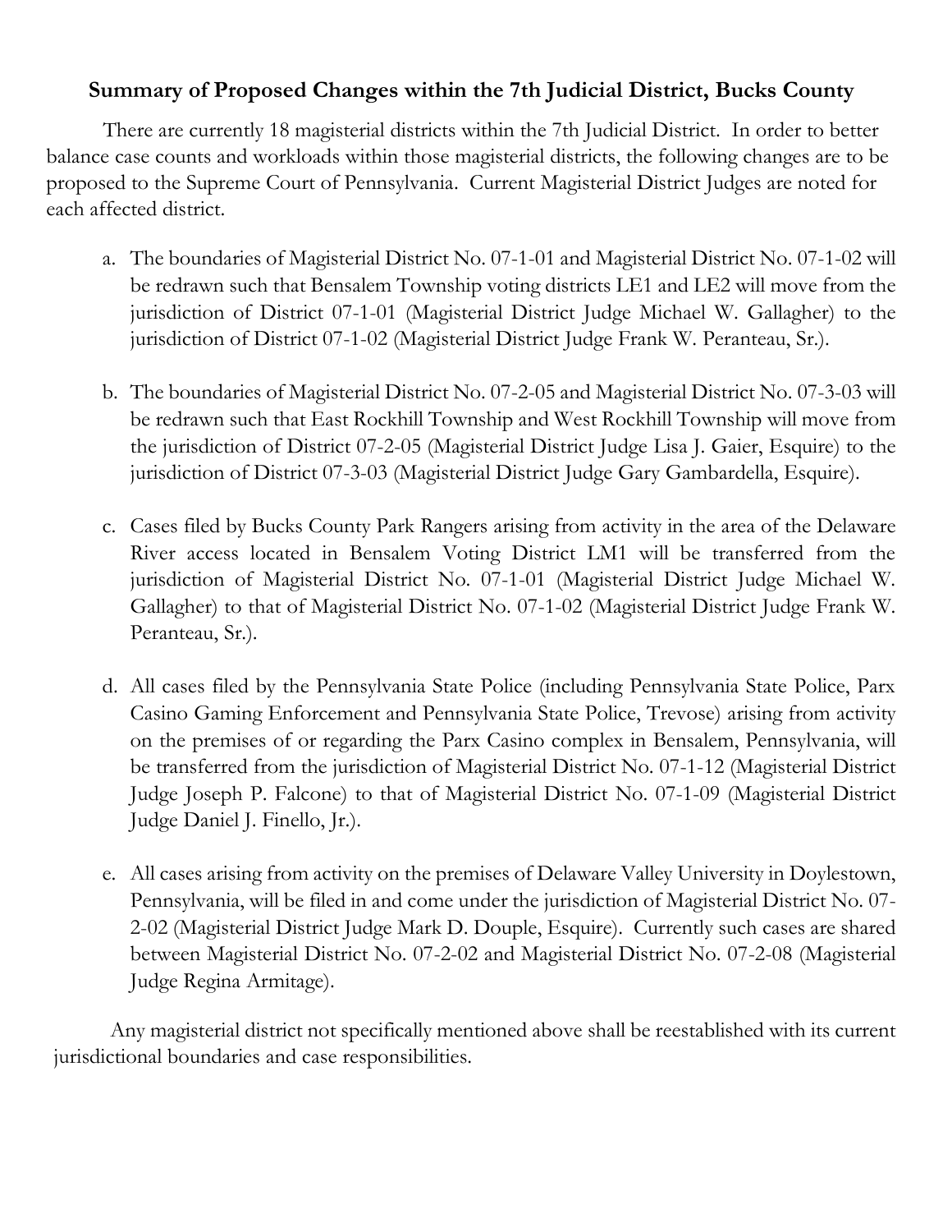## Summary of Proposed Changes within the 7th Judicial District, Bucks County

There are currently 18 magisterial districts within the 7th Judicial District. In order to better balance case counts and workloads within those magisterial districts, the following changes are to be proposed to the Supreme Court of Pennsylvania. Current Magisterial District Judges are noted for each affected district.

a. The boundaries of Magisterial District No. 07-1-01 and Magisterial District No. 07-1-02 will be redrawn such that Bensalem Township voting districts LE1 and LE2 will move from the jurisdiction of District 07-1-01 (Magisterial District Judge Michael W. Gallagher) to the jurisdiction of District 07-1-02 (Magisterial District Judge Frank W. Peranteau, Sr.).

b. The boundaries of Magisterial District No. 07-2-05 and Magisterial District No. 07-3-03 will be redrawn such that East Rockhill Township and West Rockhill Township will move from the jurisdiction of District 07-2-05 (Magisterial District Judge Lisa J. Gaier, Esquire) to the jurisdiction of District 07-3-03 (Magisterial District Judge Gary Gambardella, Esquire).

c. Cases filed by Bucks County Park Rangers arising from activity in the area of the Delaware River access located in Bensalem Voting District LM1 will be transferred from the jurisdiction of Magisterial District No. 07-1-01 (Magisterial District Judge Michael W. Gallagher) to that of Magisterial District No. 07-1-02 (Magisterial District Judge Frank W. Peranteau, Sr.).

d. All cases filed by the Pennsylvania State Police (including Pennsylvania State Police, Parx Casino Gaming Enforcement and Pennsylvania State Police, Trevose) arising from activity on the premises of or regarding the Parx Casino complex in Bensalem, Pennsylvania, will be transferred from the jurisdiction of Magisterial District No. 07-1-12 (Magisterial District Judge Joseph P. Falcone) to that of Magisterial District No. 07-1-09 (Magisterial District Judge Daniel J. Finello, Jr.).

e. All cases arising from activity on the premises of Delaware Valley University in Doylestown, Pennsylvania, will be filed in and come under the jurisdiction of Magisterial District No. 07-2-02 (Magisterial District Judge Mark D. Douple, Esquire). Currently such cases are shared between Magisterial District No. 07-2-02 and Magisterial District No. 07-2-08 (Magisterial Judge Regina Armitage).

Any magisterial district not specifically mentioned above shall be reestablished with its current jurisdictional boundaries and case responsibilities.